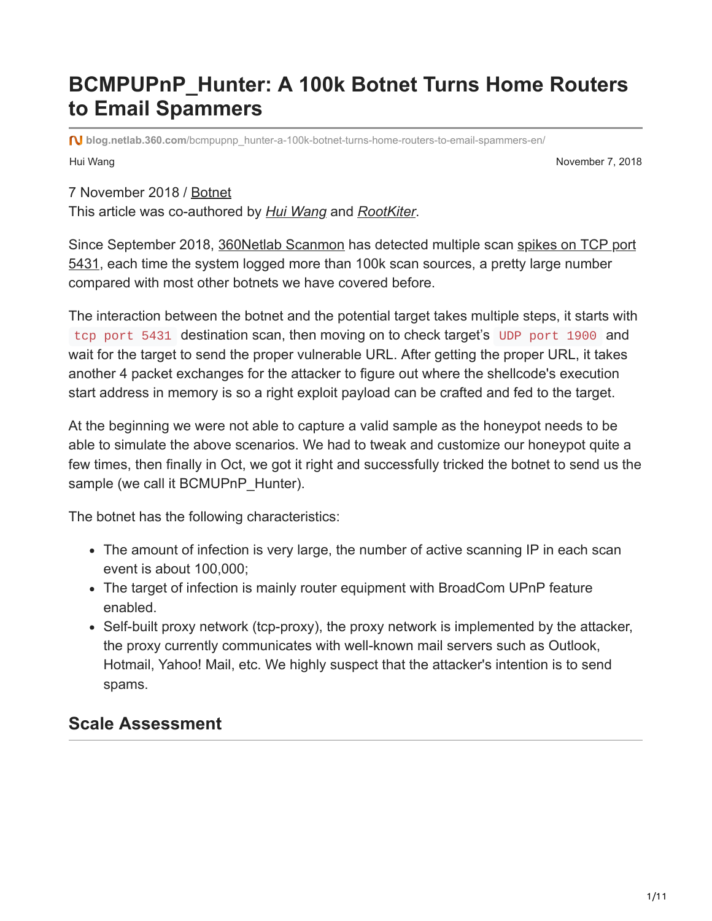# BCMPUPnP_Hunter: A 100k Botnet Turns Home Routers to Email Spammers

blog.netlab.360.com/bcmpupnp_hunter-a-100k-botnet-turns-home-routers-to-email-spammers-en/

Hui Wang

November 7, 2018

7 November 2018 / Botnet

This article was co-authored by *Hui Wang* and *RootKiter*.

Since September 2018, 360Netlab Scanmon has detected multiple scan spikes on TCP port 5431, each time the system logged more than 100k scan sources, a pretty large number compared with most other botnets we have covered before.

The interaction between the botnet and the potential target takes multiple steps, it starts with `tcp port 5431` destination scan, then moving on to check target's `UDP port 1900` and wait for the target to send the proper vulnerable URL. After getting the proper URL, it takes another 4 packet exchanges for the attacker to figure out where the shellcode's execution start address in memory is so a right exploit payload can be crafted and fed to the target.

At the beginning we were not able to capture a valid sample as the honeypot needs to be able to simulate the above scenarios. We had to tweak and customize our honeypot quite a few times, then finally in Oct, we got it right and successfully tricked the botnet to send us the sample (we call it BCMUPnP_Hunter).

The botnet has the following characteristics:

- The amount of infection is very large, the number of active scanning IP in each scan event is about 100,000;
- The target of infection is mainly router equipment with BroadCom UPnP feature enabled.
- Self-built proxy network (tcp-proxy), the proxy network is implemented by the attacker, the proxy currently communicates with well-known mail servers such as Outlook, Hotmail, Yahoo! Mail, etc. We highly suspect that the attacker's intention is to send spams.

## Scale Assessment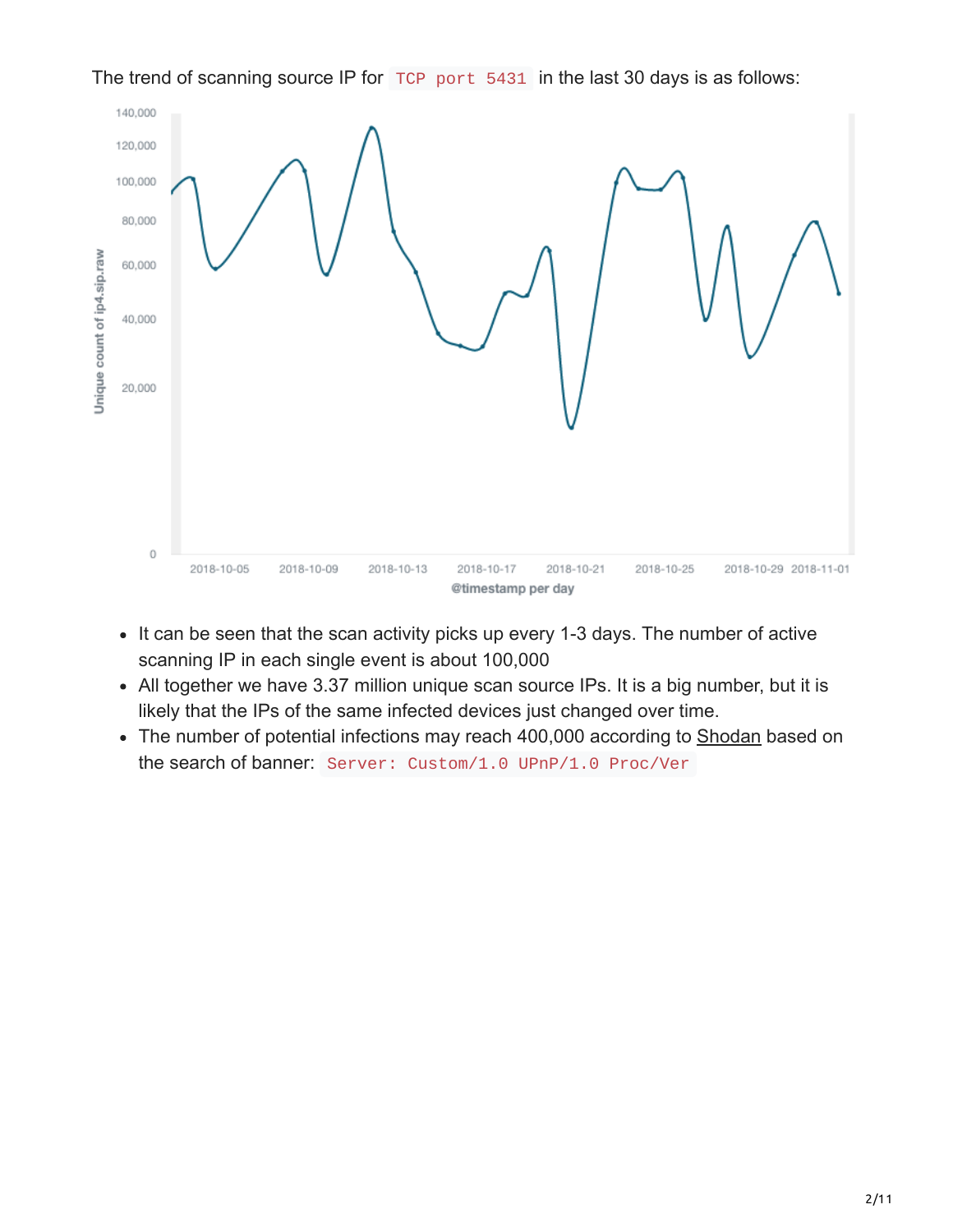The trend of scanning source IP for `TCP port 5431` in the last 30 days is as follows:

- It can be seen that the scan activity picks up every 1-3 days. The number of active scanning IP in each single event is about 100,000
- All together we have 3.37 million unique scan source IPs. It is a big number, but it is likely that the IPs of the same infected devices just changed over time.
- The number of potential infections may reach 400,000 according to Shodan based on the search of banner: `Server: Custom/1.0 UPnP/1.0 Proc/Ver`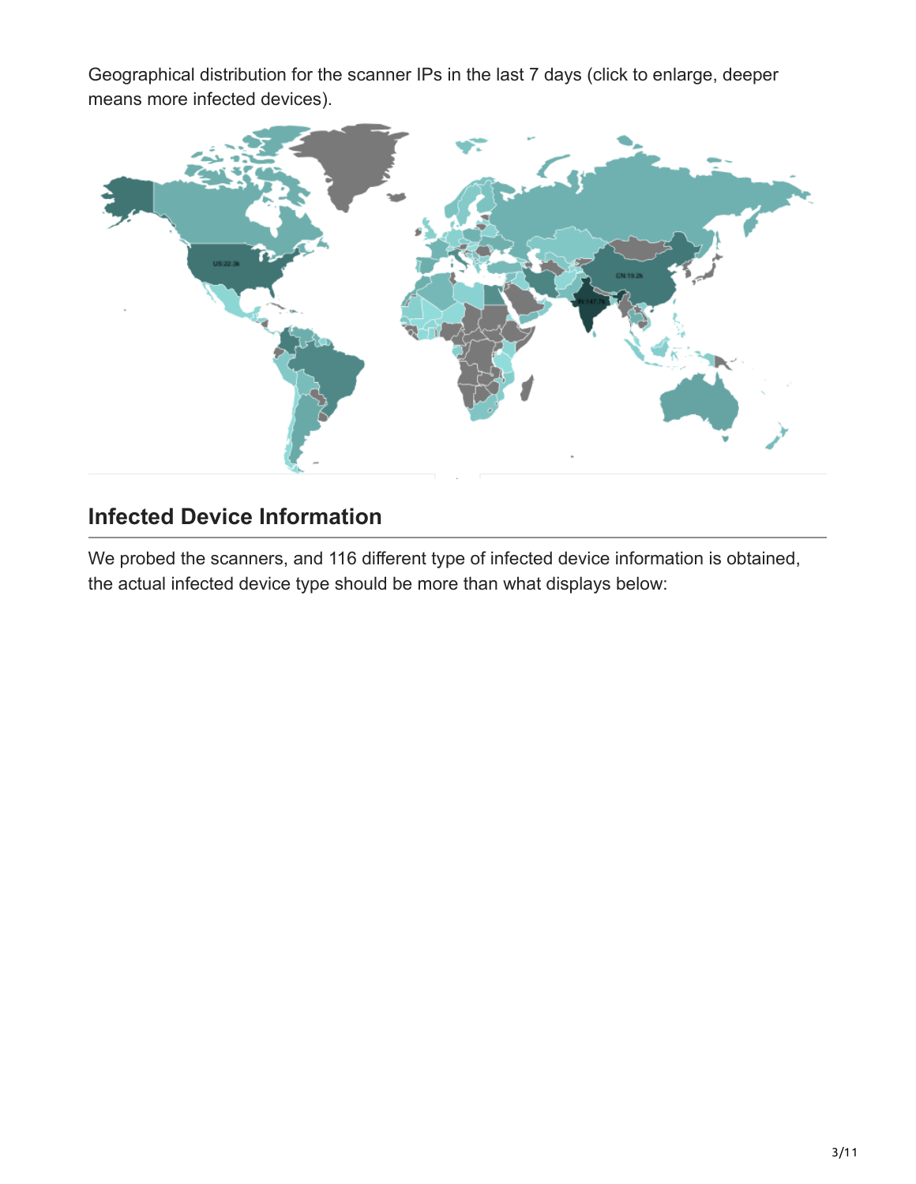Geographical distribution for the scanner IPs in the last 7 days (click to enlarge, deeper means more infected devices).

## Infected Device Information

We probed the scanners, and 116 different type of infected device information is obtained, the actual infected device type should be more than what displays below: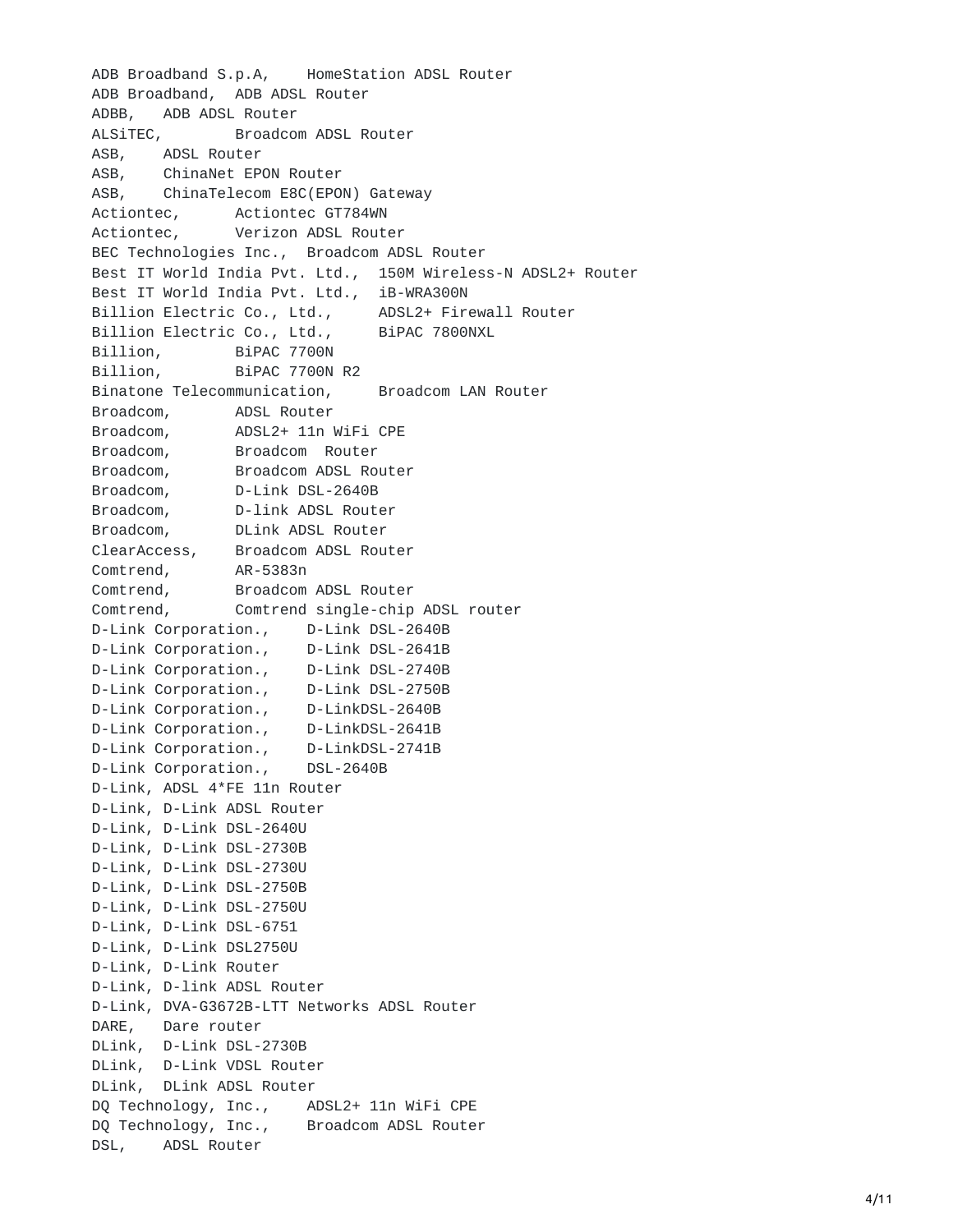```
ADB Broadband S.p.A,    HomeStation ADSL Router
ADB Broadband,  ADB ADSL Router
ADBB,   ADB ADSL Router
ALSiTEC,        Broadcom ADSL Router
ASB,    ADSL Router
ASB,    ChinaNet EPON Router
ASB,    ChinaTelecom E8C(EPON) Gateway
Actiontec,      Actiontec GT784WN
Actiontec,      Verizon ADSL Router
BEC Technologies Inc.,  Broadcom ADSL Router
Best IT World India Pvt. Ltd.,  150M Wireless-N ADSL2+ Router
Best IT World India Pvt. Ltd.,  iB-WRA300N
Billion Electric Co., Ltd.,     ADSL2+ Firewall Router
Billion Electric Co., Ltd.,     BiPAC 7800NXL
Billion,        BiPAC 7700N
Billion,        BiPAC 7700N R2
Binatone Telecommunication,     Broadcom LAN Router
Broadcom,       ADSL Router
Broadcom,       ADSL2+ 11n WiFi CPE
Broadcom,       Broadcom  Router
Broadcom,       Broadcom ADSL Router
Broadcom,       D-Link DSL-2640B
Broadcom,       D-link ADSL Router
Broadcom,       DLink ADSL Router
ClearAccess,    Broadcom ADSL Router
Comtrend,       AR-5383n
Comtrend,       Broadcom ADSL Router
Comtrend,       Comtrend single-chip ADSL router
D-Link Corporation.,    D-Link DSL-2640B
D-Link Corporation.,    D-Link DSL-2641B
D-Link Corporation.,    D-Link DSL-2740B
D-Link Corporation.,    D-Link DSL-2750B
D-Link Corporation.,    D-LinkDSL-2640B
D-Link Corporation.,    D-LinkDSL-2641B
D-Link Corporation.,    D-LinkDSL-2741B
D-Link Corporation.,    DSL-2640B
D-Link, ADSL 4*FE 11n Router
D-Link, D-Link ADSL Router
D-Link, D-Link DSL-2640U
D-Link, D-Link DSL-2730B
D-Link, D-Link DSL-2730U
D-Link, D-Link DSL-2750B
D-Link, D-Link DSL-2750U
D-Link, D-Link DSL-6751
D-Link, D-Link DSL2750U
D-Link, D-Link Router
D-Link, D-link ADSL Router
D-Link, DVA-G3672B-LTT Networks ADSL Router
DARE,   Dare router
DLink,  D-Link DSL-2730B
DLink,  D-Link VDSL Router
DLink,  DLink ADSL Router
DQ Technology, Inc.,    ADSL2+ 11n WiFi CPE
DQ Technology, Inc.,    Broadcom ADSL Router
DSL,    ADSL Router
```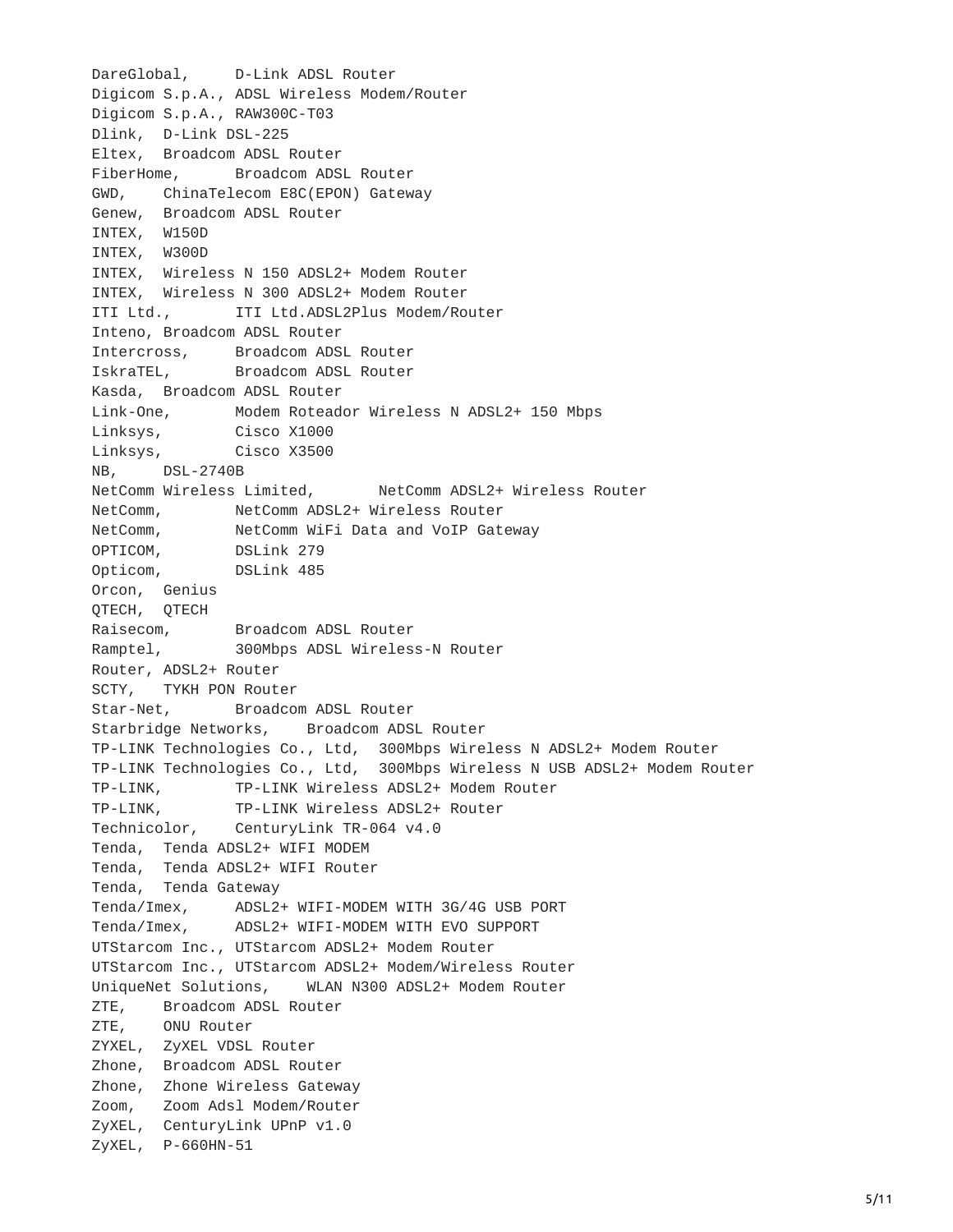```
DareGlobal,     D-Link ADSL Router
Digicom S.p.A., ADSL Wireless Modem/Router
Digicom S.p.A., RAW300C-T03
Dlink,  D-Link DSL-225
Eltex,  Broadcom ADSL Router
FiberHome,      Broadcom ADSL Router
GWD,    ChinaTelecom E8C(EPON) Gateway
Genew,  Broadcom ADSL Router
INTEX,  W150D
INTEX,  W300D
INTEX,  Wireless N 150 ADSL2+ Modem Router
INTEX,  Wireless N 300 ADSL2+ Modem Router
ITI Ltd.,       ITI Ltd.ADSL2Plus Modem/Router
Inteno, Broadcom ADSL Router
Intercross,     Broadcom ADSL Router
IskraTEL,       Broadcom ADSL Router
Kasda,  Broadcom ADSL Router
Link-One,       Modem Roteador Wireless N ADSL2+ 150 Mbps
Linksys,        Cisco X1000
Linksys,        Cisco X3500
NB,     DSL-2740B
NetComm Wireless Limited,       NetComm ADSL2+ Wireless Router
NetComm,        NetComm ADSL2+ Wireless Router
NetComm,        NetComm WiFi Data and VoIP Gateway
OPTICOM,        DSLink 279
Opticom,        DSLink 485
Orcon,  Genius
QTECH,  QTECH
Raisecom,       Broadcom ADSL Router
Ramptel,        300Mbps ADSL Wireless-N Router
Router, ADSL2+ Router
SCTY,   TYKH PON Router
Star-Net,       Broadcom ADSL Router
Starbridge Networks,    Broadcom ADSL Router
TP-LINK Technologies Co., Ltd,  300Mbps Wireless N ADSL2+ Modem Router
TP-LINK Technologies Co., Ltd,  300Mbps Wireless N USB ADSL2+ Modem Router
TP-LINK,        TP-LINK Wireless ADSL2+ Modem Router
TP-LINK,        TP-LINK Wireless ADSL2+ Router
Technicolor,    CenturyLink TR-064 v4.0
Tenda,  Tenda ADSL2+ WIFI MODEM
Tenda,  Tenda ADSL2+ WIFI Router
Tenda,  Tenda Gateway
Tenda/Imex,     ADSL2+ WIFI-MODEM WITH 3G/4G USB PORT
Tenda/Imex,     ADSL2+ WIFI-MODEM WITH EVO SUPPORT
UTStarcom Inc., UTStarcom ADSL2+ Modem Router
UTStarcom Inc., UTStarcom ADSL2+ Modem/Wireless Router
UniqueNet Solutions,    WLAN N300 ADSL2+ Modem Router
ZTE,    Broadcom ADSL Router
ZTE,    ONU Router
ZYXEL,  ZyXEL VDSL Router
Zhone,  Broadcom ADSL Router
Zhone,  Zhone Wireless Gateway
Zoom,   Zoom Adsl Modem/Router
ZyXEL,  CenturyLink UPnP v1.0
ZyXEL,  P-660HN-51
```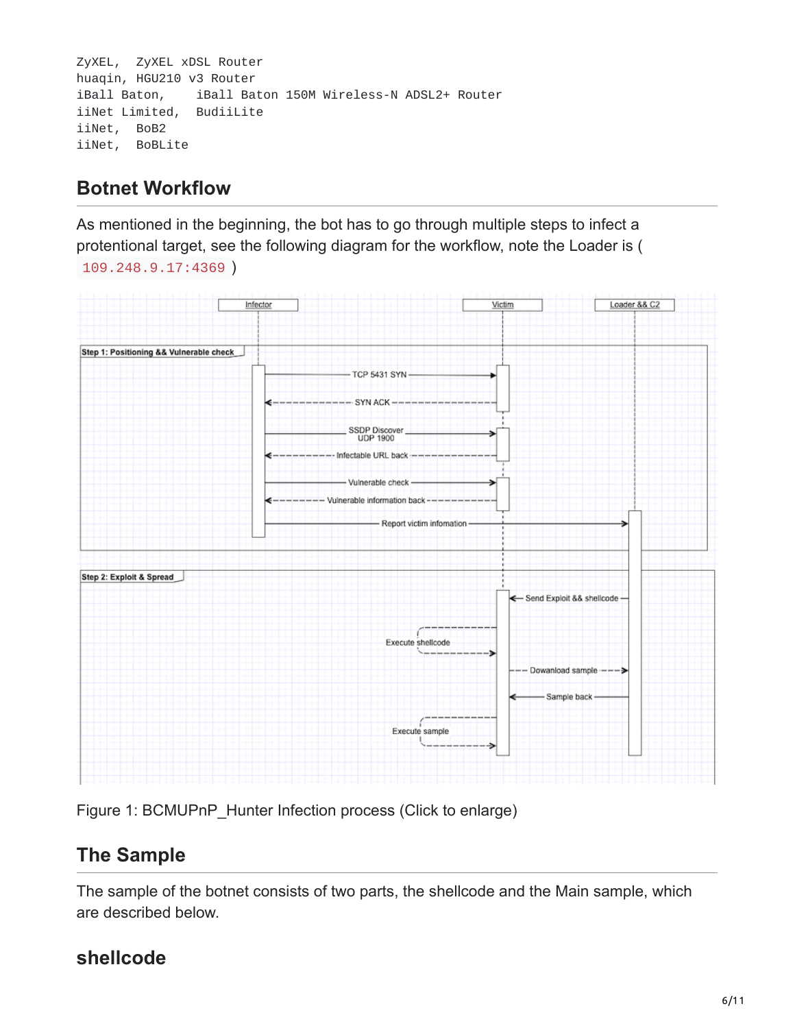```
ZyXEL,  ZyXEL xDSL Router
huaqin, HGU210 v3 Router
iBall Baton,    iBall Baton 150M Wireless-N ADSL2+ Router
iiNet Limited,  BudiiLite
iiNet,  BoB2
iiNet,  BoBLite
```

## Botnet Workflow

As mentioned in the beginning, the bot has to go through multiple steps to infect a protentional target, see the following diagram for the workflow, note the Loader is ( `109.248.9.17:4369` )

Figure 1: BCMUPnP_Hunter Infection process (Click to enlarge)

## The Sample

The sample of the botnet consists of two parts, the shellcode and the Main sample, which are described below.

## shellcode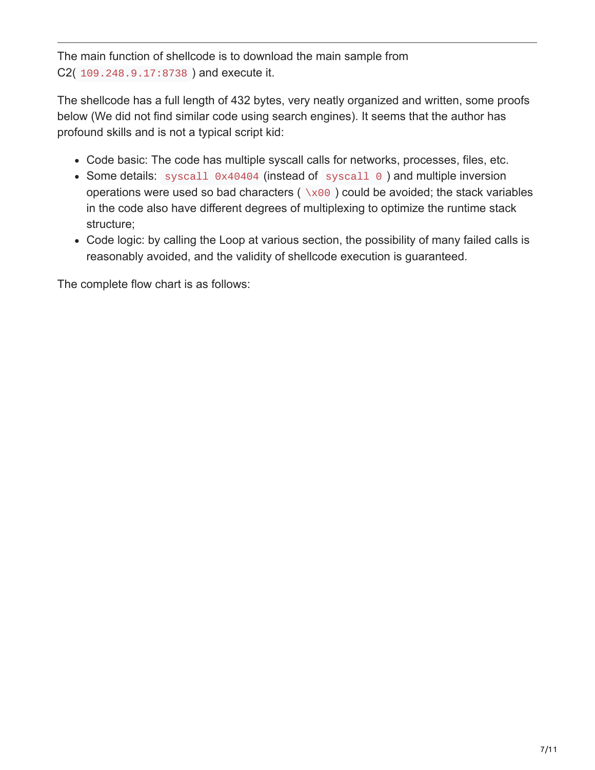The main function of shellcode is to download the main sample from C2( `109.248.9.17:8738` ) and execute it.

The shellcode has a full length of 432 bytes, very neatly organized and written, some proofs below (We did not find similar code using search engines). It seems that the author has profound skills and is not a typical script kid:

- Code basic: The code has multiple syscall calls for networks, processes, files, etc.
- Some details: `syscall 0x40404` (instead of `syscall 0` ) and multiple inversion operations were used so bad characters ( `\x00` ) could be avoided; the stack variables in the code also have different degrees of multiplexing to optimize the runtime stack structure;
- Code logic: by calling the Loop at various section, the possibility of many failed calls is reasonably avoided, and the validity of shellcode execution is guaranteed.

The complete flow chart is as follows: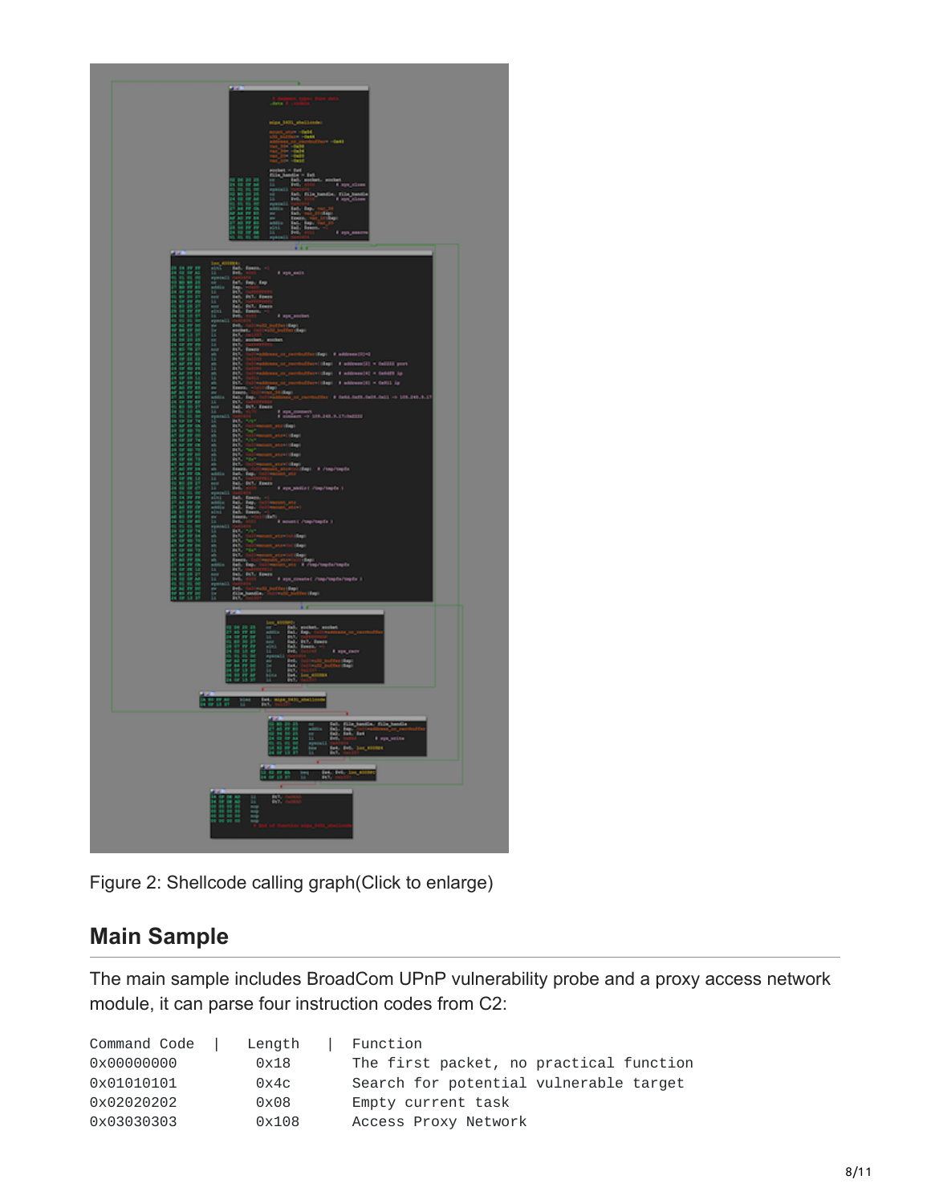Figure 2: Shellcode calling graph(Click to enlarge)

## Main Sample

The main sample includes BroadCom UPnP vulnerability probe and a proxy access network module, it can parse four instruction codes from C2:

```
Command Code  |   Length   |  Function
0x00000000        0x18        The first packet, no practical function
0x01010101        0x4c        Search for potential vulnerable target
0x02020202        0x08        Empty current task
0x03030303        0x108       Access Proxy Network
```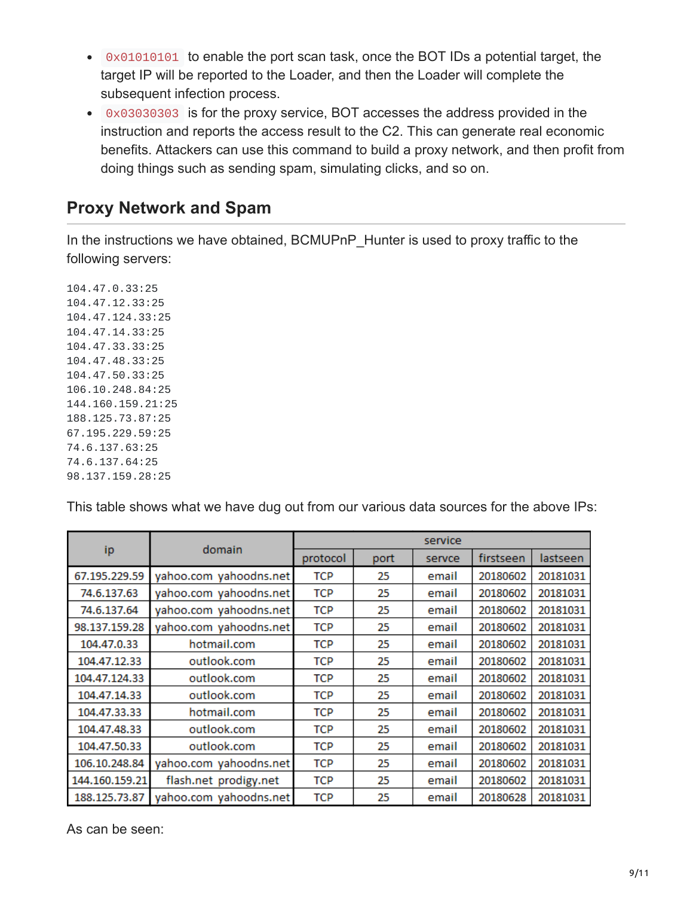- `0x01010101` to enable the port scan task, once the BOT IDs a potential target, the target IP will be reported to the Loader, and then the Loader will complete the subsequent infection process.
- `0x03030303` is for the proxy service, BOT accesses the address provided in the instruction and reports the access result to the C2. This can generate real economic benefits. Attackers can use this command to build a proxy network, and then profit from doing things such as sending spam, simulating clicks, and so on.

## Proxy Network and Spam

In the instructions we have obtained, BCMUPnP_Hunter is used to proxy traffic to the following servers:

```
104.47.0.33:25
104.47.12.33:25
104.47.124.33:25
104.47.14.33:25
104.47.33.33:25
104.47.48.33:25
104.47.50.33:25
106.10.248.84:25
144.160.159.21:25
188.125.73.87:25
67.195.229.59:25
74.6.137.63:25
74.6.137.64:25
98.137.159.28:25
```

This table shows what we have dug out from our various data sources for the above IPs:

| ip | domain | service | | | | |
|---|---|---|---|---|---|---|
| | | protocol | port | servce | firstseen | lastseen |
| 67.195.229.59 | yahoo.com yahoodns.net | TCP | 25 | email | 20180602 | 20181031 |
| 74.6.137.63 | yahoo.com yahoodns.net | TCP | 25 | email | 20180602 | 20181031 |
| 74.6.137.64 | yahoo.com yahoodns.net | TCP | 25 | email | 20180602 | 20181031 |
| 98.137.159.28 | yahoo.com yahoodns.net | TCP | 25 | email | 20180602 | 20181031 |
| 104.47.0.33 | hotmail.com | TCP | 25 | email | 20180602 | 20181031 |
| 104.47.12.33 | outlook.com | TCP | 25 | email | 20180602 | 20181031 |
| 104.47.124.33 | outlook.com | TCP | 25 | email | 20180602 | 20181031 |
| 104.47.14.33 | outlook.com | TCP | 25 | email | 20180602 | 20181031 |
| 104.47.33.33 | hotmail.com | TCP | 25 | email | 20180602 | 20181031 |
| 104.47.48.33 | outlook.com | TCP | 25 | email | 20180602 | 20181031 |
| 104.47.50.33 | outlook.com | TCP | 25 | email | 20180602 | 20181031 |
| 106.10.248.84 | yahoo.com yahoodns.net | TCP | 25 | email | 20180602 | 20181031 |
| 144.160.159.21 | flash.net prodigy.net | TCP | 25 | email | 20180602 | 20181031 |
| 188.125.73.87 | yahoo.com yahoodns.net | TCP | 25 | email | 20180628 | 20181031 |

As can be seen: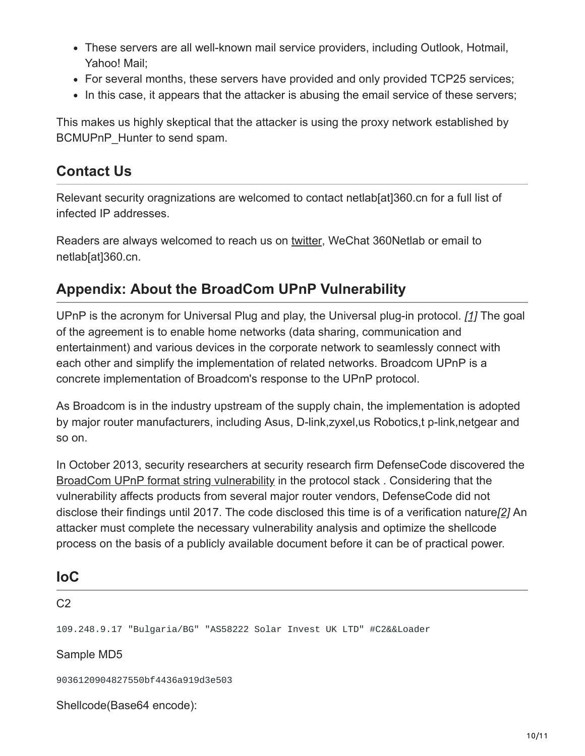- These servers are all well-known mail service providers, including Outlook, Hotmail, Yahoo! Mail;
- For several months, these servers have provided and only provided TCP25 services;
- In this case, it appears that the attacker is abusing the email service of these servers;

This makes us highly skeptical that the attacker is using the proxy network established by BCMUPnP_Hunter to send spam.

## Contact Us

Relevant security oragnizations are welcomed to contact netlab[at]360.cn for a full list of infected IP addresses.

Readers are always welcomed to reach us on twitter, WeChat 360Netlab or email to netlab[at]360.cn.

## Appendix: About the BroadCom UPnP Vulnerability

UPnP is the acronym for Universal Plug and play, the Universal plug-in protocol. *[1]* The goal of the agreement is to enable home networks (data sharing, communication and entertainment) and various devices in the corporate network to seamlessly connect with each other and simplify the implementation of related networks. Broadcom UPnP is a concrete implementation of Broadcom's response to the UPnP protocol.

As Broadcom is in the industry upstream of the supply chain, the implementation is adopted by major router manufacturers, including Asus, D-link,zyxel,us Robotics,t p-link,netgear and so on.

In October 2013, security researchers at security research firm DefenseCode discovered the BroadCom UPnP format string vulnerability in the protocol stack . Considering that the vulnerability affects products from several major router vendors, DefenseCode did not disclose their findings until 2017. The code disclosed this time is of a verification nature*[2]* An attacker must complete the necessary vulnerability analysis and optimize the shellcode process on the basis of a publicly available document before it can be of practical power.

## IoC

C2

```
109.248.9.17 "Bulgaria/BG" "AS58222 Solar Invest UK LTD" #C2&&Loader
```

Sample MD5

```
9036120904827550bf4436a919d3e503
```

Shellcode(Base64 encode):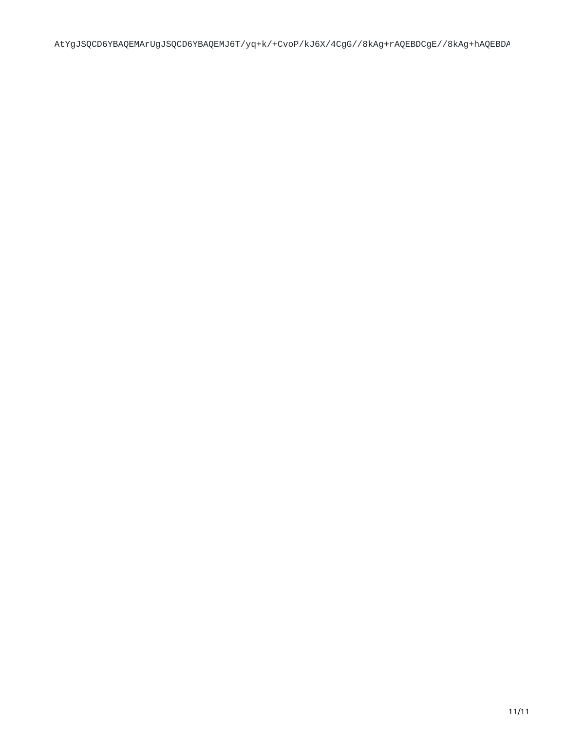```
AtYgJSQCD6YBAQEMArUgJSQCD6YBAQEMJ6T/yq+k/+CvoP/kJ6X/4CgG//8kAg+rAQEBDCgE//8kAg+hAQEBDA
```